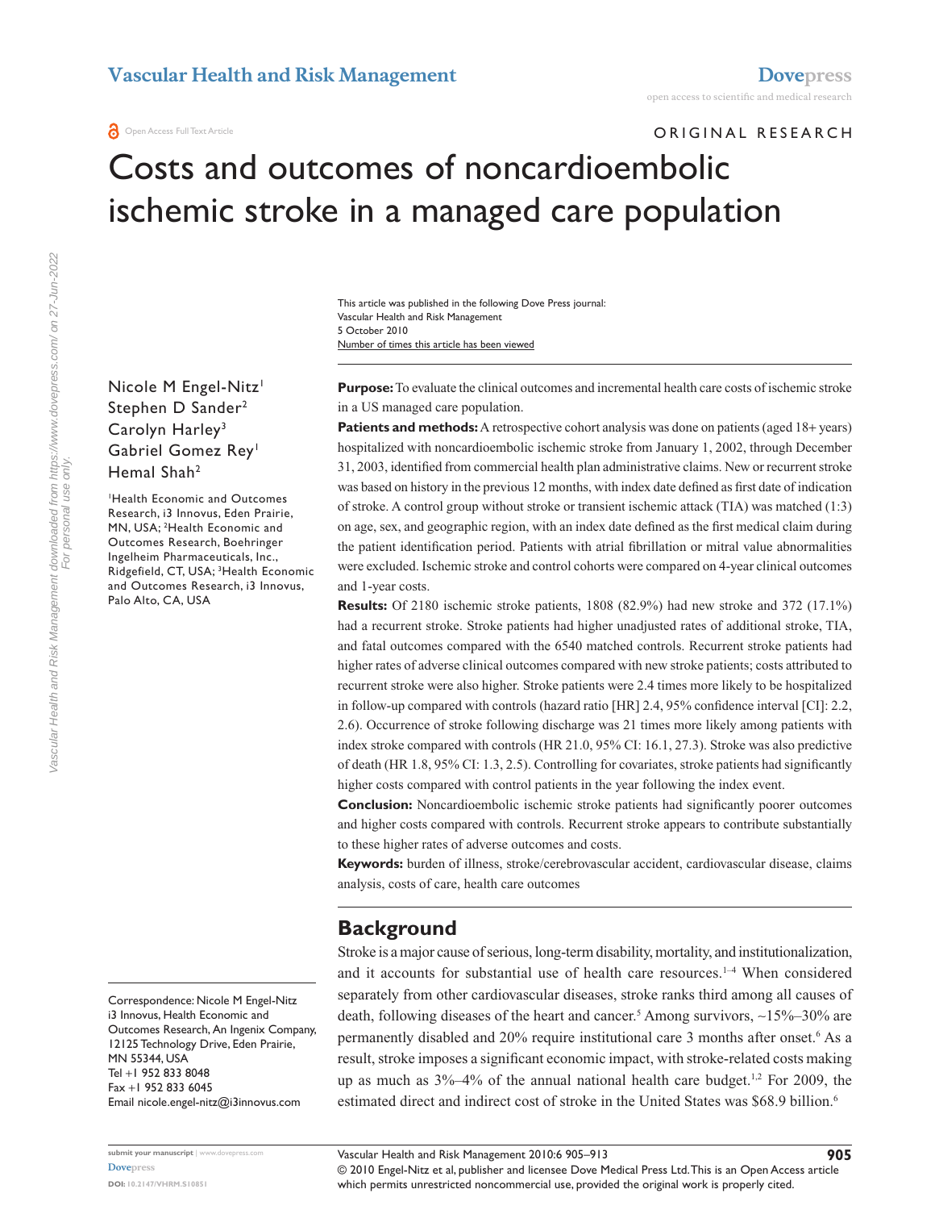ORIGINAL RESEARCH

# Costs and outcomes of noncardioembolic ischemic stroke in a managed care population

This article was published in the following Dove Press journal:
Vascular Health and Risk Management
5 October 2010
Number of times this article has been viewed

Nicole M Engel-Nitz[1]
Stephen D Sander[2]
Carolyn Harley[3]
Gabriel Gomez Rey[1]
Hemal Shah[2]

[1]Health Economic and Outcomes Research, i3 Innovus, Eden Prairie, MN, USA; [2]Health Economic and Outcomes Research, Boehringer Ingelheim Pharmaceuticals, Inc., Ridgefield, CT, USA; [3]Health Economic and Outcomes Research, i3 Innovus, Palo Alto, CA, USA

Correspondence: Nicole M Engel-Nitz
i3 Innovus, Health Economic and Outcomes Research, An Ingenix Company, 12125 Technology Drive, Eden Prairie, MN 55344, USA
Tel +1 952 833 8048
Fax +1 952 833 6045
Email nicole.engel-nitz@i3innovus.com

**Purpose:** To evaluate the clinical outcomes and incremental health care costs of ischemic stroke in a US managed care population.

**Patients and methods:** A retrospective cohort analysis was done on patients (aged 18+ years) hospitalized with noncardioembolic ischemic stroke from January 1, 2002, through December 31, 2003, identified from commercial health plan administrative claims. New or recurrent stroke was based on history in the previous 12 months, with index date defined as first date of indication of stroke. A control group without stroke or transient ischemic attack (TIA) was matched (1:3) on age, sex, and geographic region, with an index date defined as the first medical claim during the patient identification period. Patients with atrial fibrillation or mitral value abnormalities were excluded. Ischemic stroke and control cohorts were compared on 4-year clinical outcomes and 1-year costs.

**Results:** Of 2180 ischemic stroke patients, 1808 (82.9%) had new stroke and 372 (17.1%) had a recurrent stroke. Stroke patients had higher unadjusted rates of additional stroke, TIA, and fatal outcomes compared with the 6540 matched controls. Recurrent stroke patients had higher rates of adverse clinical outcomes compared with new stroke patients; costs attributed to recurrent stroke were also higher. Stroke patients were 2.4 times more likely to be hospitalized in follow-up compared with controls (hazard ratio [HR] 2.4, 95% confidence interval [CI]: 2.2, 2.6). Occurrence of stroke following discharge was 21 times more likely among patients with index stroke compared with controls (HR 21.0, 95% CI: 16.1, 27.3). Stroke was also predictive of death (HR 1.8, 95% CI: 1.3, 2.5). Controlling for covariates, stroke patients had significantly higher costs compared with control patients in the year following the index event.

**Conclusion:** Noncardioembolic ischemic stroke patients had significantly poorer outcomes and higher costs compared with controls. Recurrent stroke appears to contribute substantially to these higher rates of adverse outcomes and costs.

**Keywords:** burden of illness, stroke/cerebrovascular accident, cardiovascular disease, claims analysis, costs of care, health care outcomes

## Background

Stroke is a major cause of serious, long-term disability, mortality, and institutionalization, and it accounts for substantial use of health care resources.[1–4] When considered separately from other cardiovascular diseases, stroke ranks third among all causes of death, following diseases of the heart and cancer.[5] Among survivors, ~15%–30% are permanently disabled and 20% require institutional care 3 months after onset.[6] As a result, stroke imposes a significant economic impact, with stroke-related costs making up as much as 3%–4% of the annual national health care budget.[1,2] For 2009, the estimated direct and indirect cost of stroke in the United States was $68.9 billion.[6]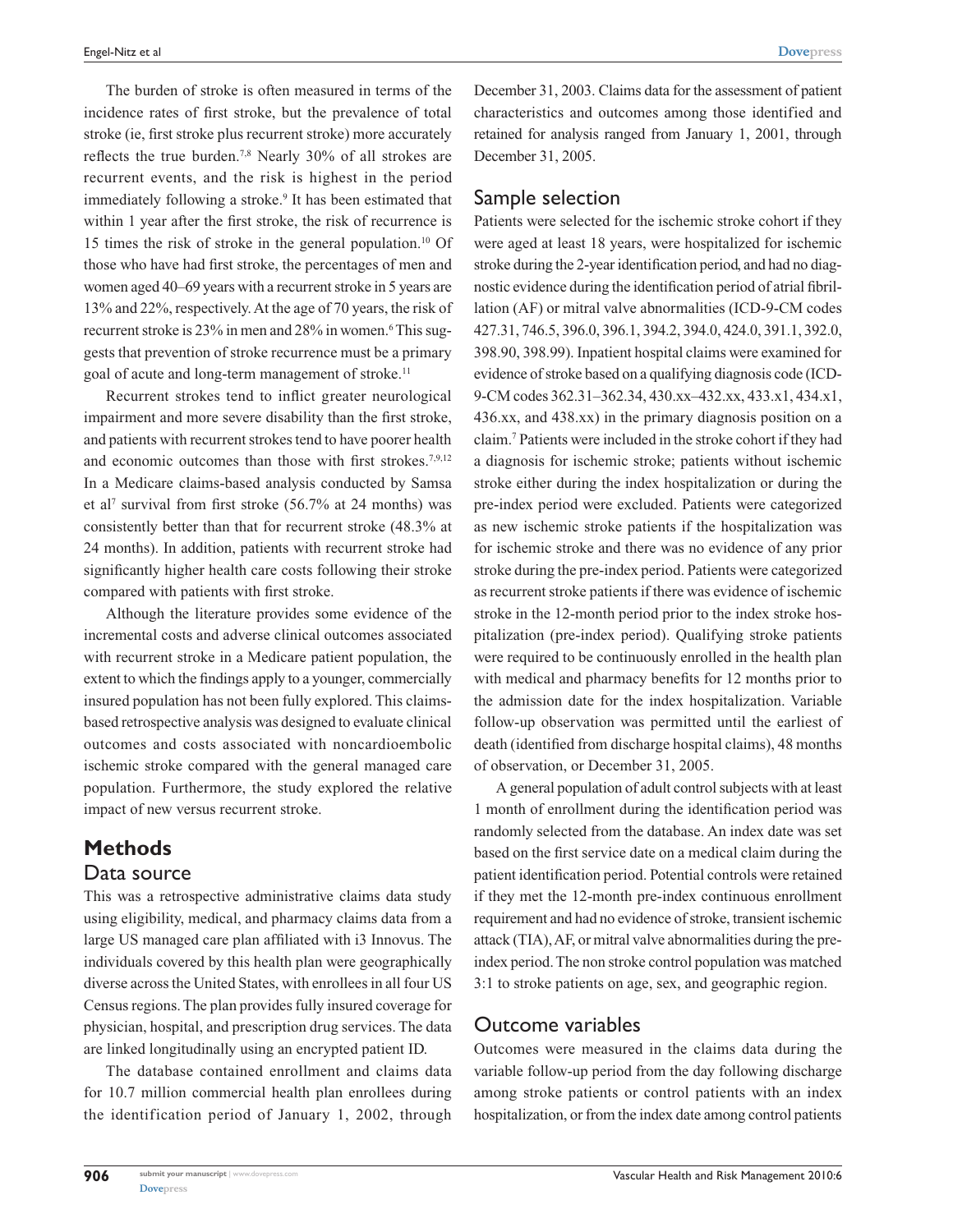The burden of stroke is often measured in terms of the incidence rates of first stroke, but the prevalence of total stroke (ie, first stroke plus recurrent stroke) more accurately reflects the true burden.[7,8] Nearly 30% of all strokes are recurrent events, and the risk is highest in the period immediately following a stroke.[9] It has been estimated that within 1 year after the first stroke, the risk of recurrence is 15 times the risk of stroke in the general population.[10] Of those who have had first stroke, the percentages of men and women aged 40–69 years with a recurrent stroke in 5 years are 13% and 22%, respectively. At the age of 70 years, the risk of recurrent stroke is 23% in men and 28% in women.[6] This suggests that prevention of stroke recurrence must be a primary goal of acute and long-term management of stroke.[11]

Recurrent strokes tend to inflict greater neurological impairment and more severe disability than the first stroke, and patients with recurrent strokes tend to have poorer health and economic outcomes than those with first strokes.[7,9,12] In a Medicare claims-based analysis conducted by Samsa et al[7] survival from first stroke (56.7% at 24 months) was consistently better than that for recurrent stroke (48.3% at 24 months). In addition, patients with recurrent stroke had significantly higher health care costs following their stroke compared with patients with first stroke.

Although the literature provides some evidence of the incremental costs and adverse clinical outcomes associated with recurrent stroke in a Medicare patient population, the extent to which the findings apply to a younger, commercially insured population has not been fully explored. This claims-based retrospective analysis was designed to evaluate clinical outcomes and costs associated with noncardioembolic ischemic stroke compared with the general managed care population. Furthermore, the study explored the relative impact of new versus recurrent stroke.

## Methods

### Data source

This was a retrospective administrative claims data study using eligibility, medical, and pharmacy claims data from a large US managed care plan affiliated with i3 Innovus. The individuals covered by this health plan were geographically diverse across the United States, with enrollees in all four US Census regions. The plan provides fully insured coverage for physician, hospital, and prescription drug services. The data are linked longitudinally using an encrypted patient ID.

The database contained enrollment and claims data for 10.7 million commercial health plan enrollees during the identification period of January 1, 2002, through December 31, 2003. Claims data for the assessment of patient characteristics and outcomes among those identified and retained for analysis ranged from January 1, 2001, through December 31, 2005.

### Sample selection

Patients were selected for the ischemic stroke cohort if they were aged at least 18 years, were hospitalized for ischemic stroke during the 2-year identification period, and had no diagnostic evidence during the identification period of atrial fibrillation (AF) or mitral valve abnormalities (ICD-9-CM codes 427.31, 746.5, 396.0, 396.1, 394.2, 394.0, 424.0, 391.1, 392.0, 398.90, 398.99). Inpatient hospital claims were examined for evidence of stroke based on a qualifying diagnosis code (ICD-9-CM codes 362.31–362.34, 430.xx–432.xx, 433.x1, 434.x1, 436.xx, and 438.xx) in the primary diagnosis position on a claim.[7] Patients were included in the stroke cohort if they had a diagnosis for ischemic stroke; patients without ischemic stroke either during the index hospitalization or during the pre-index period were excluded. Patients were categorized as new ischemic stroke patients if the hospitalization was for ischemic stroke and there was no evidence of any prior stroke during the pre-index period. Patients were categorized as recurrent stroke patients if there was evidence of ischemic stroke in the 12-month period prior to the index stroke hospitalization (pre-index period). Qualifying stroke patients were required to be continuously enrolled in the health plan with medical and pharmacy benefits for 12 months prior to the admission date for the index hospitalization. Variable follow-up observation was permitted until the earliest of death (identified from discharge hospital claims), 48 months of observation, or December 31, 2005.

A general population of adult control subjects with at least 1 month of enrollment during the identification period was randomly selected from the database. An index date was set based on the first service date on a medical claim during the patient identification period. Potential controls were retained if they met the 12-month pre-index continuous enrollment requirement and had no evidence of stroke, transient ischemic attack (TIA), AF, or mitral valve abnormalities during the pre-index period. The non stroke control population was matched 3:1 to stroke patients on age, sex, and geographic region.

### Outcome variables

Outcomes were measured in the claims data during the variable follow-up period from the day following discharge among stroke patients or control patients with an index hospitalization, or from the index date among control patients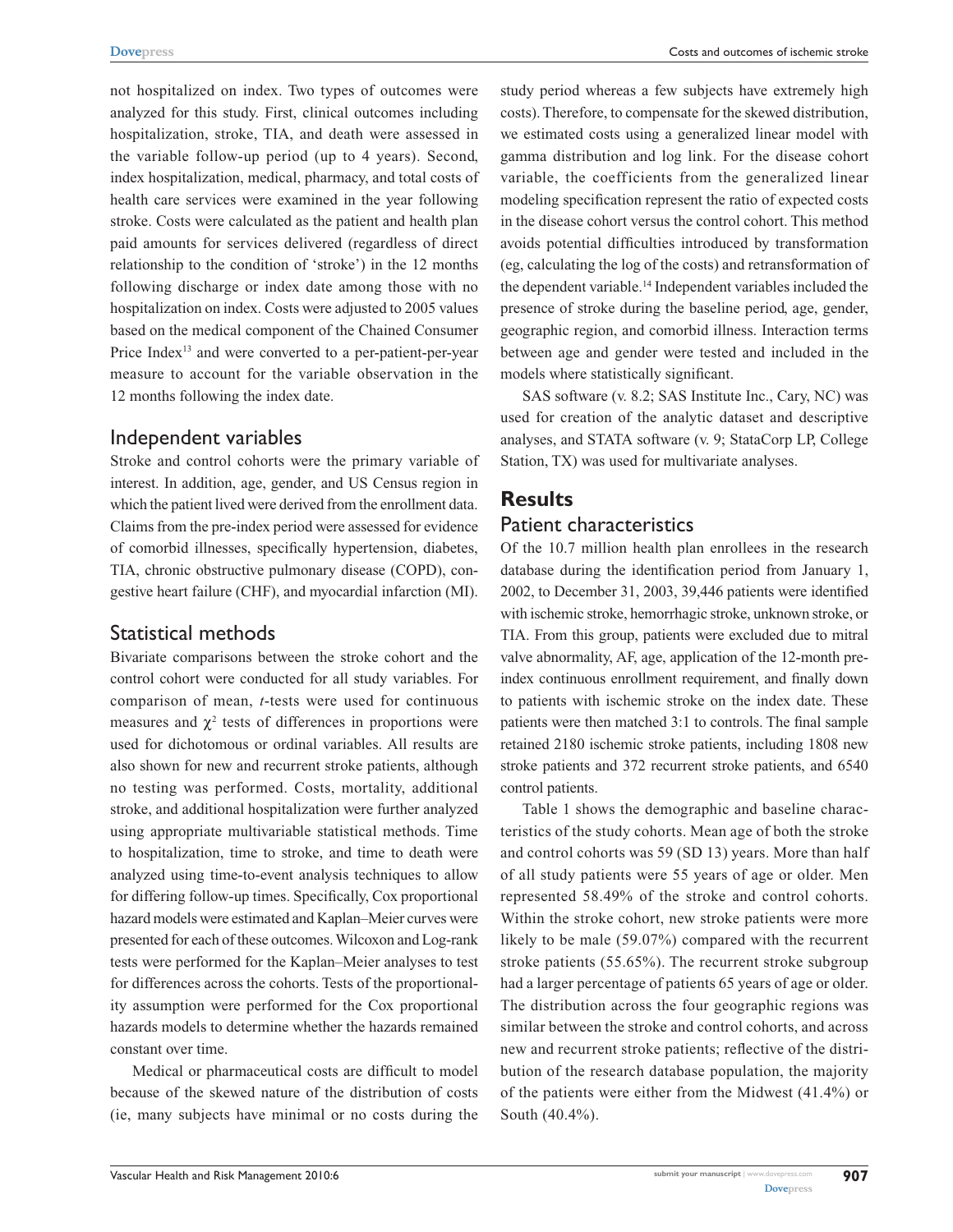not hospitalized on index. Two types of outcomes were analyzed for this study. First, clinical outcomes including hospitalization, stroke, TIA, and death were assessed in the variable follow-up period (up to 4 years). Second, index hospitalization, medical, pharmacy, and total costs of health care services were examined in the year following stroke. Costs were calculated as the patient and health plan paid amounts for services delivered (regardless of direct relationship to the condition of 'stroke') in the 12 months following discharge or index date among those with no hospitalization on index. Costs were adjusted to 2005 values based on the medical component of the Chained Consumer Price Index[13] and were converted to a per-patient-per-year measure to account for the variable observation in the 12 months following the index date.

## Independent variables

Stroke and control cohorts were the primary variable of interest. In addition, age, gender, and US Census region in which the patient lived were derived from the enrollment data. Claims from the pre-index period were assessed for evidence of comorbid illnesses, specifically hypertension, diabetes, TIA, chronic obstructive pulmonary disease (COPD), congestive heart failure (CHF), and myocardial infarction (MI).

## Statistical methods

Bivariate comparisons between the stroke cohort and the control cohort were conducted for all study variables. For comparison of mean, *t*-tests were used for continuous measures and $\chi^2$ tests of differences in proportions were used for dichotomous or ordinal variables. All results are also shown for new and recurrent stroke patients, although no testing was performed. Costs, mortality, additional stroke, and additional hospitalization were further analyzed using appropriate multivariable statistical methods. Time to hospitalization, time to stroke, and time to death were analyzed using time-to-event analysis techniques to allow for differing follow-up times. Specifically, Cox proportional hazard models were estimated and Kaplan–Meier curves were presented for each of these outcomes. Wilcoxon and Log-rank tests were performed for the Kaplan–Meier analyses to test for differences across the cohorts. Tests of the proportionality assumption were performed for the Cox proportional hazards models to determine whether the hazards remained constant over time.

Medical or pharmaceutical costs are difficult to model because of the skewed nature of the distribution of costs (ie, many subjects have minimal or no costs during the study period whereas a few subjects have extremely high costs). Therefore, to compensate for the skewed distribution, we estimated costs using a generalized linear model with gamma distribution and log link. For the disease cohort variable, the coefficients from the generalized linear modeling specification represent the ratio of expected costs in the disease cohort versus the control cohort. This method avoids potential difficulties introduced by transformation (eg, calculating the log of the costs) and retransformation of the dependent variable.[14] Independent variables included the presence of stroke during the baseline period, age, gender, geographic region, and comorbid illness. Interaction terms between age and gender were tested and included in the models where statistically significant.

SAS software (v. 8.2; SAS Institute Inc., Cary, NC) was used for creation of the analytic dataset and descriptive analyses, and STATA software (v. 9; StataCorp LP, College Station, TX) was used for multivariate analyses.

# Results

## Patient characteristics

Of the 10.7 million health plan enrollees in the research database during the identification period from January 1, 2002, to December 31, 2003, 39,446 patients were identified with ischemic stroke, hemorrhagic stroke, unknown stroke, or TIA. From this group, patients were excluded due to mitral valve abnormality, AF, age, application of the 12-month pre-index continuous enrollment requirement, and finally down to patients with ischemic stroke on the index date. These patients were then matched 3:1 to controls. The final sample retained 2180 ischemic stroke patients, including 1808 new stroke patients and 372 recurrent stroke patients, and 6540 control patients.

Table 1 shows the demographic and baseline characteristics of the study cohorts. Mean age of both the stroke and control cohorts was 59 (SD 13) years. More than half of all study patients were 55 years of age or older. Men represented 58.49% of the stroke and control cohorts. Within the stroke cohort, new stroke patients were more likely to be male (59.07%) compared with the recurrent stroke patients (55.65%). The recurrent stroke subgroup had a larger percentage of patients 65 years of age or older. The distribution across the four geographic regions was similar between the stroke and control cohorts, and across new and recurrent stroke patients; reflective of the distribution of the research database population, the majority of the patients were either from the Midwest (41.4%) or South (40.4%).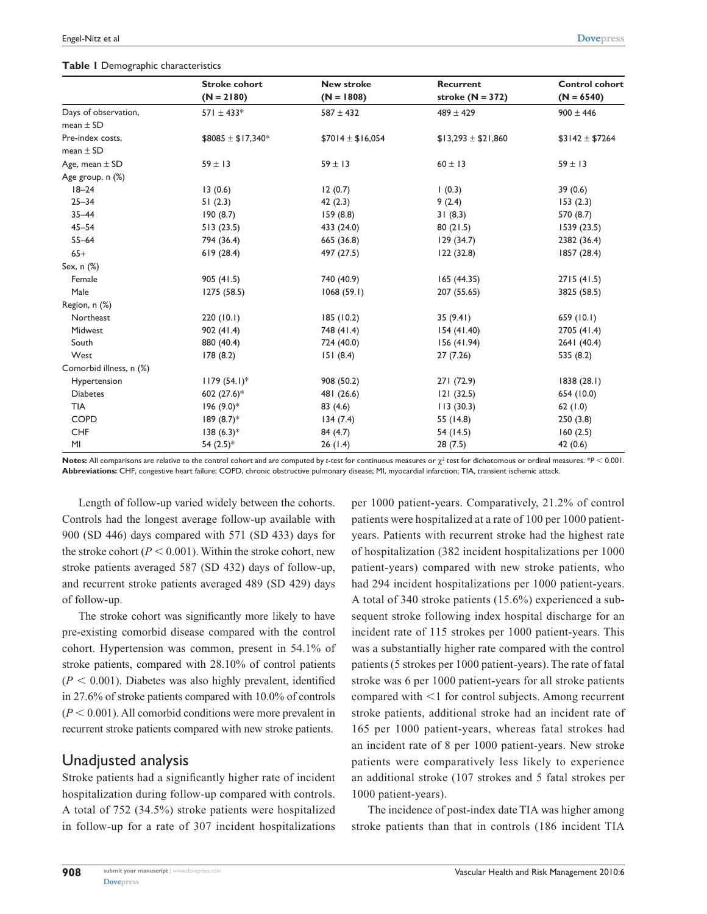**Table 1** Demographic characteristics

| | Stroke cohort (N = 2180) | New stroke (N = 1808) | Recurrent stroke (N = 372) | Control cohort (N = 6540) |
|---|---|---|---|---|
| Days of observation, mean ± SD | 571 ± 433* | 587 ± 432 | 489 ± 429 | 900 ± 446 |
| Pre-index costs, mean ± SD | \$8085 ± \$17,340* | \$7014 ± \$16,054 | \$13,293 ± \$21,860 | \$3142 ± \$7264 |
| Age, mean ± SD | 59 ± 13 | 59 ± 13 | 60 ± 13 | 59 ± 13 |
| Age group, n (%) | | | | |
| 18–24 | 13 (0.6) | 12 (0.7) | 1 (0.3) | 39 (0.6) |
| 25–34 | 51 (2.3) | 42 (2.3) | 9 (2.4) | 153 (2.3) |
| 35–44 | 190 (8.7) | 159 (8.8) | 31 (8.3) | 570 (8.7) |
| 45–54 | 513 (23.5) | 433 (24.0) | 80 (21.5) | 1539 (23.5) |
| 55–64 | 794 (36.4) | 665 (36.8) | 129 (34.7) | 2382 (36.4) |
| 65+ | 619 (28.4) | 497 (27.5) | 122 (32.8) | 1857 (28.4) |
| Sex, n (%) | | | | |
| Female | 905 (41.5) | 740 (40.9) | 165 (44.35) | 2715 (41.5) |
| Male | 1275 (58.5) | 1068 (59.1) | 207 (55.65) | 3825 (58.5) |
| Region, n (%) | | | | |
| Northeast | 220 (10.1) | 185 (10.2) | 35 (9.41) | 659 (10.1) |
| Midwest | 902 (41.4) | 748 (41.4) | 154 (41.40) | 2705 (41.4) |
| South | 880 (40.4) | 724 (40.0) | 156 (41.94) | 2641 (40.4) |
| West | 178 (8.2) | 151 (8.4) | 27 (7.26) | 535 (8.2) |
| Comorbid illness, n (%) | | | | |
| Hypertension | 1179 (54.1)* | 908 (50.2) | 271 (72.9) | 1838 (28.1) |
| Diabetes | 602 (27.6)* | 481 (26.6) | 121 (32.5) | 654 (10.0) |
| TIA | 196 (9.0)* | 83 (4.6) | 113 (30.3) | 62 (1.0) |
| COPD | 189 (8.7)* | 134 (7.4) | 55 (14.8) | 250 (3.8) |
| CHF | 138 (6.3)* | 84 (4.7) | 54 (14.5) | 160 (2.5) |
| MI | 54 (2.5)* | 26 (1.4) | 28 (7.5) | 42 (0.6) |

**Notes:** All comparisons are relative to the control cohort and are computed by *t*-test for continuous measures or $\chi^2$ test for dichotomous or ordinal measures. *$P < 0.001$.
**Abbreviations:** CHF, congestive heart failure; COPD, chronic obstructive pulmonary disease; MI, myocardial infarction; TIA, transient ischemic attack.

Length of follow-up varied widely between the cohorts. Controls had the longest average follow-up available with 900 (SD 446) days compared with 571 (SD 433) days for the stroke cohort ($P < 0.001$). Within the stroke cohort, new stroke patients averaged 587 (SD 432) days of follow-up, and recurrent stroke patients averaged 489 (SD 429) days of follow-up.

The stroke cohort was significantly more likely to have pre-existing comorbid disease compared with the control cohort. Hypertension was common, present in 54.1% of stroke patients, compared with 28.10% of control patients ($P < 0.001$). Diabetes was also highly prevalent, identified in 27.6% of stroke patients compared with 10.0% of controls ($P < 0.001$). All comorbid conditions were more prevalent in recurrent stroke patients compared with new stroke patients.

## Unadjusted analysis

Stroke patients had a significantly higher rate of incident hospitalization during follow-up compared with controls. A total of 752 (34.5%) stroke patients were hospitalized in follow-up for a rate of 307 incident hospitalizations per 1000 patient-years. Comparatively, 21.2% of control patients were hospitalized at a rate of 100 per 1000 patient-years. Patients with recurrent stroke had the highest rate of hospitalization (382 incident hospitalizations per 1000 patient-years) compared with new stroke patients, who had 294 incident hospitalizations per 1000 patient-years. A total of 340 stroke patients (15.6%) experienced a subsequent stroke following index hospital discharge for an incident rate of 115 strokes per 1000 patient-years. This was a substantially higher rate compared with the control patients (5 strokes per 1000 patient-years). The rate of fatal stroke was 6 per 1000 patient-years for all stroke patients compared with <1 for control subjects. Among recurrent stroke patients, additional stroke had an incident rate of 165 per 1000 patient-years, whereas fatal strokes had an incident rate of 8 per 1000 patient-years. New stroke patients were comparatively less likely to experience an additional stroke (107 strokes and 5 fatal strokes per 1000 patient-years).

The incidence of post-index date TIA was higher among stroke patients than that in controls (186 incident TIA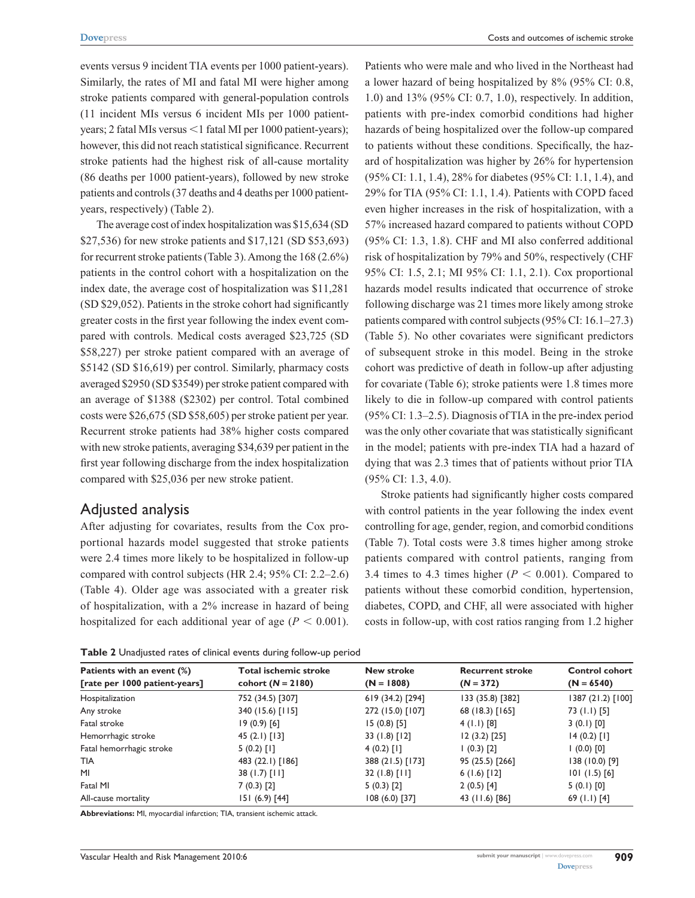events versus 9 incident TIA events per 1000 patient-years). Similarly, the rates of MI and fatal MI were higher among stroke patients compared with general-population controls (11 incident MIs versus 6 incident MIs per 1000 patient-years; 2 fatal MIs versus <1 fatal MI per 1000 patient-years); however, this did not reach statistical significance. Recurrent stroke patients had the highest risk of all-cause mortality (86 deaths per 1000 patient-years), followed by new stroke patients and controls (37 deaths and 4 deaths per 1000 patient-years, respectively) (Table 2).

The average cost of index hospitalization was $15,634 (SD $27,536) for new stroke patients and $17,121 (SD $53,693) for recurrent stroke patients (Table 3). Among the 168 (2.6%) patients in the control cohort with a hospitalization on the index date, the average cost of hospitalization was $11,281 (SD $29,052). Patients in the stroke cohort had significantly greater costs in the first year following the index event compared with controls. Medical costs averaged $23,725 (SD $58,227) per stroke patient compared with an average of $5142 (SD $16,619) per control. Similarly, pharmacy costs averaged $2950 (SD $3549) per stroke patient compared with an average of $1388 ($2302) per control. Total combined costs were $26,675 (SD $58,605) per stroke patient per year. Recurrent stroke patients had 38% higher costs compared with new stroke patients, averaging $34,639 per patient in the first year following discharge from the index hospitalization compared with $25,036 per new stroke patient.

## Adjusted analysis

After adjusting for covariates, results from the Cox proportional hazards model suggested that stroke patients were 2.4 times more likely to be hospitalized in follow-up compared with control subjects (HR 2.4; 95% CI: 2.2–2.6) (Table 4). Older age was associated with a greater risk of hospitalization, with a 2% increase in hazard of being hospitalized for each additional year of age ($P < 0.001$). Patients who were male and who lived in the Northeast had a lower hazard of being hospitalized by 8% (95% CI: 0.8, 1.0) and 13% (95% CI: 0.7, 1.0), respectively. In addition, patients with pre-index comorbid conditions had higher hazards of being hospitalized over the follow-up compared to patients without these conditions. Specifically, the hazard of hospitalization was higher by 26% for hypertension (95% CI: 1.1, 1.4), 28% for diabetes (95% CI: 1.1, 1.4), and 29% for TIA (95% CI: 1.1, 1.4). Patients with COPD faced even higher increases in the risk of hospitalization, with a 57% increased hazard compared to patients without COPD (95% CI: 1.3, 1.8). CHF and MI also conferred additional risk of hospitalization by 79% and 50%, respectively (CHF 95% CI: 1.5, 2.1; MI 95% CI: 1.1, 2.1). Cox proportional hazards model results indicated that occurrence of stroke following discharge was 21 times more likely among stroke patients compared with control subjects (95% CI: 16.1–27.3) (Table 5). No other covariates were significant predictors of subsequent stroke in this model. Being in the stroke cohort was predictive of death in follow-up after adjusting for covariate (Table 6); stroke patients were 1.8 times more likely to die in follow-up compared with control patients (95% CI: 1.3–2.5). Diagnosis of TIA in the pre-index period was the only other covariate that was statistically significant in the model; patients with pre-index TIA had a hazard of dying that was 2.3 times that of patients without prior TIA (95% CI: 1.3, 4.0).

Stroke patients had significantly higher costs compared with control patients in the year following the index event controlling for age, gender, region, and comorbid conditions (Table 7). Total costs were 3.8 times higher among stroke patients compared with control patients, ranging from 3.4 times to 4.3 times higher ($P < 0.001$). Compared to patients without these comorbid condition, hypertension, diabetes, COPD, and CHF, all were associated with higher costs in follow-up, with cost ratios ranging from 1.2 higher

**Table 2** Unadjusted rates of clinical events during follow-up period

| Patients with an event (%) [rate per 1000 patient-years] | Total ischemic stroke cohort (*N* = 2180) | New stroke (N = 1808) | Recurrent stroke (*N* = 372) | Control cohort (*N* = 6540) |
|---|---|---|---|---|
| Hospitalization | 752 (34.5) [307] | 619 (34.2) [294] | 133 (35.8) [382] | 1387 (21.2) [100] |
| Any stroke | 340 (15.6) [115] | 272 (15.0) [107] | 68 (18.3) [165] | 73 (1.1) [5] |
| Fatal stroke | 19 (0.9) [6] | 15 (0.8) [5] | 4 (1.1) [8] | 3 (0.1) [0] |
| Hemorrhagic stroke | 45 (2.1) [13] | 33 (1.8) [12] | 12 (3.2) [25] | 14 (0.2) [1] |
| Fatal hemorrhagic stroke | 5 (0.2) [1] | 4 (0.2) [1] | 1 (0.3) [2] | 1 (0.0) [0] |
| TIA | 483 (22.1) [186] | 388 (21.5) [173] | 95 (25.5) [266] | 138 (10.0) [9] |
| MI | 38 (1.7) [11] | 32 (1.8) [11] | 6 (1.6) [12] | 101 (1.5) [6] |
| Fatal MI | 7 (0.3) [2] | 5 (0.3) [2] | 2 (0.5) [4] | 5 (0.1) [0] |
| All-cause mortality | 151 (6.9) [44] | 108 (6.0) [37] | 43 (11.6) [86] | 69 (1.1) [4] |

**Abbreviations:** MI, myocardial infarction; TIA, transient ischemic attack.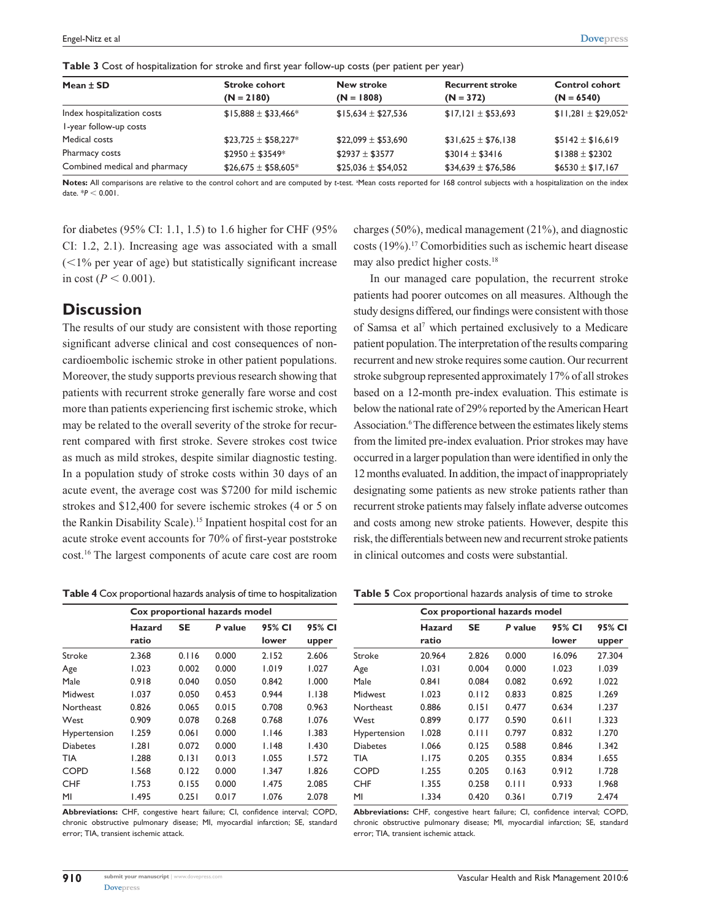**Table 3** Cost of hospitalization for stroke and first year follow-up costs (per patient per year)

| Mean ± SD | Stroke cohort (N = 2180) | New stroke (N = 1808) | Recurrent stroke (N = 372) | Control cohort (N = 6540) |
|---|---|---|---|---|
| Index hospitalization costs | $15,888 ± $33,466* | $15,634 ± $27,536 | $17,121 ± $53,693 | $11,281 ± $29,052[a] |
| 1-year follow-up costs | | | | |
| Medical costs | $23,725 ± $58,227* | $22,099 ± $53,690 | $31,625 ± $76,138 | $5142 ± $16,619 |
| Pharmacy costs | $2950 ± $3549* | $2937 ± $3577 | $3014 ± $3416 | $1388 ± $2302 |
| Combined medical and pharmacy | $26,675 ± $58,605* | $25,036 ± $54,052 | $34,639 ± $76,586 | $6530 ± $17,167 |

**Notes:** All comparisons are relative to the control cohort and are computed by *t*-test. [a]Mean costs reported for 168 control subjects with a hospitalization on the index date. *$P < 0.001$.

for diabetes (95% CI: 1.1, 1.5) to 1.6 higher for CHF (95% CI: 1.2, 2.1). Increasing age was associated with a small (<1% per year of age) but statistically significant increase in cost ($P < 0.001$).

## Discussion

The results of our study are consistent with those reporting significant adverse clinical and cost consequences of noncardioembolic ischemic stroke in other patient populations. Moreover, the study supports previous research showing that patients with recurrent stroke generally fare worse and cost more than patients experiencing first ischemic stroke, which may be related to the overall severity of the stroke for recurrent compared with first stroke. Severe strokes cost twice as much as mild strokes, despite similar diagnostic testing. In a population study of stroke costs within 30 days of an acute event, the average cost was $7200 for mild ischemic strokes and $12,400 for severe ischemic strokes (4 or 5 on the Rankin Disability Scale).[15] Inpatient hospital cost for an acute stroke event accounts for 70% of first-year poststroke cost.[16] The largest components of acute care cost are room charges (50%), medical management (21%), and diagnostic costs (19%).[17] Comorbidities such as ischemic heart disease may also predict higher costs.[18]

In our managed care population, the recurrent stroke patients had poorer outcomes on all measures. Although the study designs differed, our findings were consistent with those of Samsa et al[7] which pertained exclusively to a Medicare patient population. The interpretation of the results comparing recurrent and new stroke requires some caution. Our recurrent stroke subgroup represented approximately 17% of all strokes based on a 12-month pre-index evaluation. This estimate is below the national rate of 29% reported by the American Heart Association.[6] The difference between the estimates likely stems from the limited pre-index evaluation. Prior strokes may have occurred in a larger population than were identified in only the 12 months evaluated. In addition, the impact of inappropriately designating some patients as new stroke patients rather than recurrent stroke patients may falsely inflate adverse outcomes and costs among new stroke patients. However, despite this risk, the differentials between new and recurrent stroke patients in clinical outcomes and costs were substantial.

**Table 4** Cox proportional hazards analysis of time to hospitalization

| | Cox proportional hazards model | | | | |
|---|---|---|---|---|---|
| | Hazard ratio | SE | *P* value | 95% CI lower | 95% CI upper |
| Stroke | 2.368 | 0.116 | 0.000 | 2.152 | 2.606 |
| Age | 1.023 | 0.002 | 0.000 | 1.019 | 1.027 |
| Male | 0.918 | 0.040 | 0.050 | 0.842 | 1.000 |
| Midwest | 1.037 | 0.050 | 0.453 | 0.944 | 1.138 |
| Northeast | 0.826 | 0.065 | 0.015 | 0.708 | 0.963 |
| West | 0.909 | 0.078 | 0.268 | 0.768 | 1.076 |
| Hypertension | 1.259 | 0.061 | 0.000 | 1.146 | 1.383 |
| Diabetes | 1.281 | 0.072 | 0.000 | 1.148 | 1.430 |
| TIA | 1.288 | 0.131 | 0.013 | 1.055 | 1.572 |
| COPD | 1.568 | 0.122 | 0.000 | 1.347 | 1.826 |
| CHF | 1.753 | 0.155 | 0.000 | 1.475 | 2.085 |
| MI | 1.495 | 0.251 | 0.017 | 1.076 | 2.078 |

**Abbreviations:** CHF, congestive heart failure; CI, confidence interval; COPD, chronic obstructive pulmonary disease; MI, myocardial infarction; SE, standard error; TIA, transient ischemic attack.

**Table 5** Cox proportional hazards analysis of time to stroke

| | Cox proportional hazards model | | | | |
|---|---|---|---|---|---|
| | Hazard ratio | SE | *P* value | 95% CI lower | 95% CI upper |
| Stroke | 20.964 | 2.826 | 0.000 | 16.096 | 27.304 |
| Age | 1.031 | 0.004 | 0.000 | 1.023 | 1.039 |
| Male | 0.841 | 0.084 | 0.082 | 0.692 | 1.022 |
| Midwest | 1.023 | 0.112 | 0.833 | 0.825 | 1.269 |
| Northeast | 0.886 | 0.151 | 0.477 | 0.634 | 1.237 |
| West | 0.899 | 0.177 | 0.590 | 0.611 | 1.323 |
| Hypertension | 1.028 | 0.111 | 0.797 | 0.832 | 1.270 |
| Diabetes | 1.066 | 0.125 | 0.588 | 0.846 | 1.342 |
| TIA | 1.175 | 0.205 | 0.355 | 0.834 | 1.655 |
| COPD | 1.255 | 0.205 | 0.163 | 0.912 | 1.728 |
| CHF | 1.355 | 0.258 | 0.111 | 0.933 | 1.968 |
| MI | 1.334 | 0.420 | 0.361 | 0.719 | 2.474 |

**Abbreviations:** CHF, congestive heart failure; CI, confidence interval; COPD, chronic obstructive pulmonary disease; MI, myocardial infarction; SE, standard error; TIA, transient ischemic attack.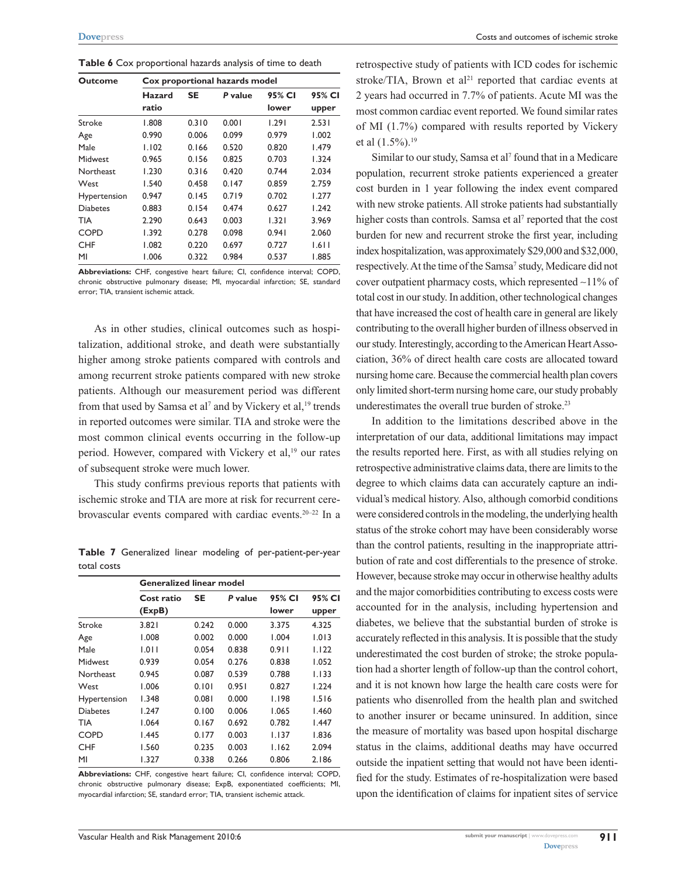**Table 6** Cox proportional hazards analysis of time to death

| Outcome | Cox proportional hazards model | | | | |
|---|---|---|---|---|---|
| | Hazard ratio | SE | *P* value | 95% CI lower | 95% CI upper |
| Stroke | 1.808 | 0.310 | 0.001 | 1.291 | 2.531 |
| Age | 0.990 | 0.006 | 0.099 | 0.979 | 1.002 |
| Male | 1.102 | 0.166 | 0.520 | 0.820 | 1.479 |
| Midwest | 0.965 | 0.156 | 0.825 | 0.703 | 1.324 |
| Northeast | 1.230 | 0.316 | 0.420 | 0.744 | 2.034 |
| West | 1.540 | 0.458 | 0.147 | 0.859 | 2.759 |
| Hypertension | 0.947 | 0.145 | 0.719 | 0.702 | 1.277 |
| Diabetes | 0.883 | 0.154 | 0.474 | 0.627 | 1.242 |
| TIA | 2.290 | 0.643 | 0.003 | 1.321 | 3.969 |
| COPD | 1.392 | 0.278 | 0.098 | 0.941 | 2.060 |
| CHF | 1.082 | 0.220 | 0.697 | 0.727 | 1.611 |
| MI | 1.006 | 0.322 | 0.984 | 0.537 | 1.885 |

**Abbreviations:** CHF, congestive heart failure; CI, confidence interval; COPD, chronic obstructive pulmonary disease; MI, myocardial infarction; SE, standard error; TIA, transient ischemic attack.

As in other studies, clinical outcomes such as hospitalization, additional stroke, and death were substantially higher among stroke patients compared with controls and among recurrent stroke patients compared with new stroke patients. Although our measurement period was different from that used by Samsa et al[7] and by Vickery et al,[19] trends in reported outcomes were similar. TIA and stroke were the most common clinical events occurring in the follow-up period. However, compared with Vickery et al,[19] our rates of subsequent stroke were much lower.

This study confirms previous reports that patients with ischemic stroke and TIA are more at risk for recurrent cerebrovascular events compared with cardiac events.[20–22] In a retrospective study of patients with ICD codes for ischemic stroke/TIA, Brown et al[21] reported that cardiac events at 2 years had occurred in 7.7% of patients. Acute MI was the most common cardiac event reported. We found similar rates of MI (1.7%) compared with results reported by Vickery et al (1.5%).[19]

**Table 7** Generalized linear modeling of per-patient-per-year total costs

| | Generalized linear model | | | | |
|---|---|---|---|---|---|
| | Cost ratio (ExpB) | SE | *P* value | 95% CI lower | 95% CI upper |
| Stroke | 3.821 | 0.242 | 0.000 | 3.375 | 4.325 |
| Age | 1.008 | 0.002 | 0.000 | 1.004 | 1.013 |
| Male | 1.011 | 0.054 | 0.838 | 0.911 | 1.122 |
| Midwest | 0.939 | 0.054 | 0.276 | 0.838 | 1.052 |
| Northeast | 0.945 | 0.087 | 0.539 | 0.788 | 1.133 |
| West | 1.006 | 0.101 | 0.951 | 0.827 | 1.224 |
| Hypertension | 1.348 | 0.081 | 0.000 | 1.198 | 1.516 |
| Diabetes | 1.247 | 0.100 | 0.006 | 1.065 | 1.460 |
| TIA | 1.064 | 0.167 | 0.692 | 0.782 | 1.447 |
| COPD | 1.445 | 0.177 | 0.003 | 1.137 | 1.836 |
| CHF | 1.560 | 0.235 | 0.003 | 1.162 | 2.094 |
| MI | 1.327 | 0.338 | 0.266 | 0.806 | 2.186 |

**Abbreviations:** CHF, congestive heart failure; CI, confidence interval; COPD, chronic obstructive pulmonary disease; ExpB, exponentiated coefficients; MI, myocardial infarction; SE, standard error; TIA, transient ischemic attack.

Similar to our study, Samsa et al[7] found that in a Medicare population, recurrent stroke patients experienced a greater cost burden in 1 year following the index event compared with new stroke patients. All stroke patients had substantially higher costs than controls. Samsa et al[7] reported that the cost burden for new and recurrent stroke the first year, including index hospitalization, was approximately \$29,000 and \$32,000, respectively. At the time of the Samsa[7] study, Medicare did not cover outpatient pharmacy costs, which represented ~11% of total cost in our study. In addition, other technological changes that have increased the cost of health care in general are likely contributing to the overall higher burden of illness observed in our study. Interestingly, according to the American Heart Association, 36% of direct health care costs are allocated toward nursing home care. Because the commercial health plan covers only limited short-term nursing home care, our study probably underestimates the overall true burden of stroke.[23]

In addition to the limitations described above in the interpretation of our data, additional limitations may impact the results reported here. First, as with all studies relying on retrospective administrative claims data, there are limits to the degree to which claims data can accurately capture an individual's medical history. Also, although comorbid conditions were considered controls in the modeling, the underlying health status of the stroke cohort may have been considerably worse than the control patients, resulting in the inappropriate attribution of rate and cost differentials to the presence of stroke. However, because stroke may occur in otherwise healthy adults and the major comorbidities contributing to excess costs were accounted for in the analysis, including hypertension and diabetes, we believe that the substantial burden of stroke is accurately reflected in this analysis. It is possible that the study underestimated the cost burden of stroke; the stroke population had a shorter length of follow-up than the control cohort, and it is not known how large the health care costs were for patients who disenrolled from the health plan and switched to another insurer or became uninsured. In addition, since the measure of mortality was based upon hospital discharge status in the claims, additional deaths may have occurred outside the inpatient setting that would not have been identified for the study. Estimates of re-hospitalization were based upon the identification of claims for inpatient sites of service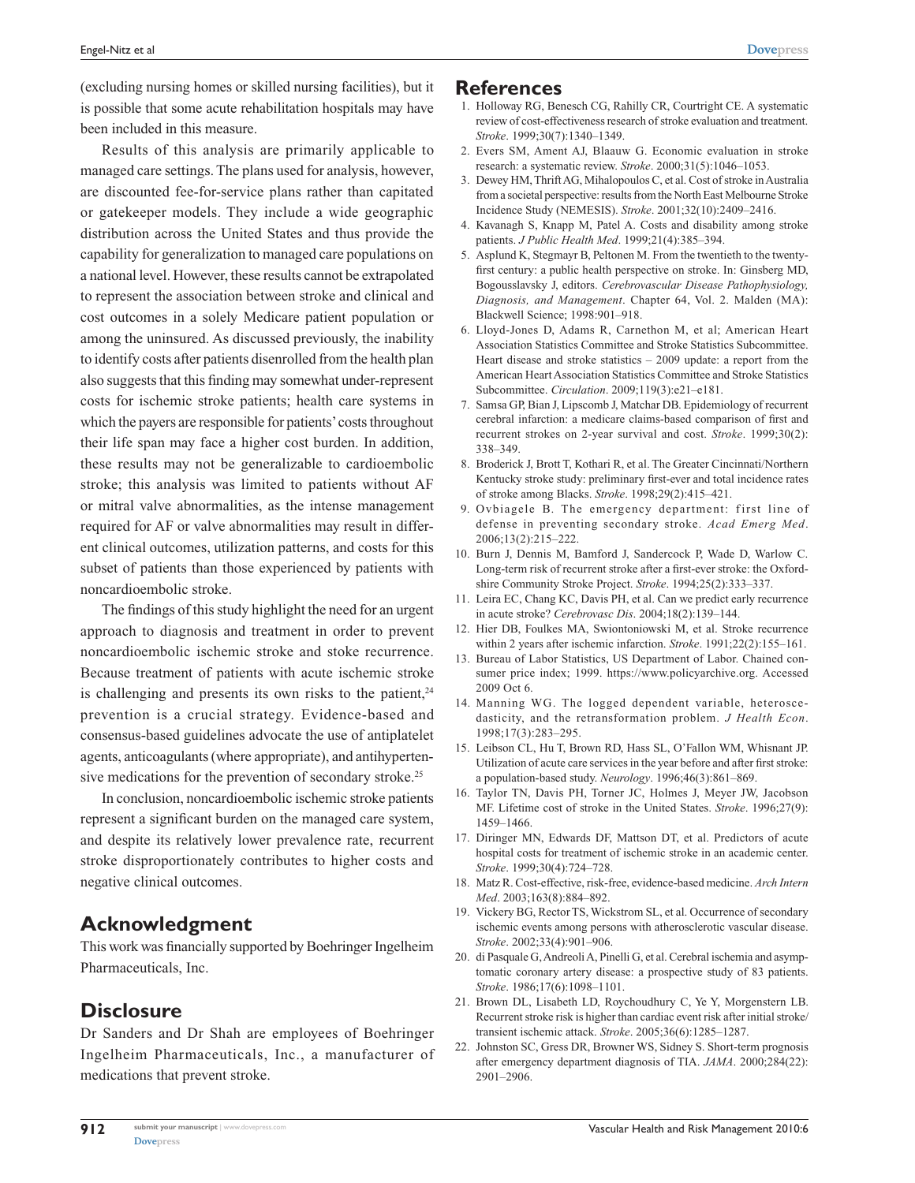(excluding nursing homes or skilled nursing facilities), but it is possible that some acute rehabilitation hospitals may have been included in this measure.

Results of this analysis are primarily applicable to managed care settings. The plans used for analysis, however, are discounted fee-for-service plans rather than capitated or gatekeeper models. They include a wide geographic distribution across the United States and thus provide the capability for generalization to managed care populations on a national level. However, these results cannot be extrapolated to represent the association between stroke and clinical and cost outcomes in a solely Medicare patient population or among the uninsured. As discussed previously, the inability to identify costs after patients disenrolled from the health plan also suggests that this finding may somewhat under-represent costs for ischemic stroke patients; health care systems in which the payers are responsible for patients' costs throughout their life span may face a higher cost burden. In addition, these results may not be generalizable to cardioembolic stroke; this analysis was limited to patients without AF or mitral valve abnormalities, as the intense management required for AF or valve abnormalities may result in different clinical outcomes, utilization patterns, and costs for this subset of patients than those experienced by patients with noncardioembolic stroke.

The findings of this study highlight the need for an urgent approach to diagnosis and treatment in order to prevent noncardioembolic ischemic stroke and stoke recurrence. Because treatment of patients with acute ischemic stroke is challenging and presents its own risks to the patient,[24] prevention is a crucial strategy. Evidence-based and consensus-based guidelines advocate the use of antiplatelet agents, anticoagulants (where appropriate), and antihypertensive medications for the prevention of secondary stroke.[25]

In conclusion, noncardioembolic ischemic stroke patients represent a significant burden on the managed care system, and despite its relatively lower prevalence rate, recurrent stroke disproportionately contributes to higher costs and negative clinical outcomes.

## Acknowledgment

This work was financially supported by Boehringer Ingelheim Pharmaceuticals, Inc.

## Disclosure

Dr Sanders and Dr Shah are employees of Boehringer Ingelheim Pharmaceuticals, Inc., a manufacturer of medications that prevent stroke.

## References

1. Holloway RG, Benesch CG, Rahilly CR, Courtright CE. A systematic review of cost-effectiveness research of stroke evaluation and treatment. *Stroke*. 1999;30(7):1340–1349.
2. Evers SM, Ament AJ, Blaauw G. Economic evaluation in stroke research: a systematic review. *Stroke*. 2000;31(5):1046–1053.
3. Dewey HM, Thrift AG, Mihalopoulos C, et al. Cost of stroke in Australia from a societal perspective: results from the North East Melbourne Stroke Incidence Study (NEMESIS). *Stroke*. 2001;32(10):2409–2416.
4. Kavanagh S, Knapp M, Patel A. Costs and disability among stroke patients. *J Public Health Med*. 1999;21(4):385–394.
5. Asplund K, Stegmayr B, Peltonen M. From the twentieth to the twenty-first century: a public health perspective on stroke. In: Ginsberg MD, Bogousslavsky J, editors. *Cerebrovascular Disease Pathophysiology, Diagnosis, and Management*. Chapter 64, Vol. 2. Malden (MA): Blackwell Science; 1998:901–918.
6. Lloyd-Jones D, Adams R, Carnethon M, et al; American Heart Association Statistics Committee and Stroke Statistics Subcommittee. Heart disease and stroke statistics – 2009 update: a report from the American Heart Association Statistics Committee and Stroke Statistics Subcommittee. *Circulation*. 2009;119(3):e21–e181.
7. Samsa GP, Bian J, Lipscomb J, Matchar DB. Epidemiology of recurrent cerebral infarction: a medicare claims-based comparison of first and recurrent strokes on 2-year survival and cost. *Stroke*. 1999;30(2):338–349.
8. Broderick J, Brott T, Kothari R, et al. The Greater Cincinnati/Northern Kentucky stroke study: preliminary first-ever and total incidence rates of stroke among Blacks. *Stroke*. 1998;29(2):415–421.
9. Ovbiagele B. The emergency department: first line of defense in preventing secondary stroke. *Acad Emerg Med*. 2006;13(2):215–222.
10. Burn J, Dennis M, Bamford J, Sandercock P, Wade D, Warlow C. Long-term risk of recurrent stroke after a first-ever stroke: the Oxfordshire Community Stroke Project. *Stroke*. 1994;25(2):333–337.
11. Leira EC, Chang KC, Davis PH, et al. Can we predict early recurrence in acute stroke? *Cerebrovasc Dis*. 2004;18(2):139–144.
12. Hier DB, Foulkes MA, Swiontoniowski M, et al. Stroke recurrence within 2 years after ischemic infarction. *Stroke*. 1991;22(2):155–161.
13. Bureau of Labor Statistics, US Department of Labor. Chained consumer price index; 1999. https://www.policyarchive.org. Accessed 2009 Oct 6.
14. Manning WG. The logged dependent variable, heteroscedasticity, and the retransformation problem. *J Health Econ*. 1998;17(3):283–295.
15. Leibson CL, Hu T, Brown RD, Hass SL, O'Fallon WM, Whisnant JP. Utilization of acute care services in the year before and after first stroke: a population-based study. *Neurology*. 1996;46(3):861–869.
16. Taylor TN, Davis PH, Torner JC, Holmes J, Meyer JW, Jacobson MF. Lifetime cost of stroke in the United States. *Stroke*. 1996;27(9):1459–1466.
17. Diringer MN, Edwards DF, Mattson DT, et al. Predictors of acute hospital costs for treatment of ischemic stroke in an academic center. *Stroke*. 1999;30(4):724–728.
18. Matz R. Cost-effective, risk-free, evidence-based medicine. *Arch Intern Med*. 2003;163(8):884–892.
19. Vickery BG, Rector TS, Wickstrom SL, et al. Occurrence of secondary ischemic events among persons with atherosclerotic vascular disease. *Stroke*. 2002;33(4):901–906.
20. di Pasquale G, Andreoli A, Pinelli G, et al. Cerebral ischemia and asymptomatic coronary artery disease: a prospective study of 83 patients. *Stroke*. 1986;17(6):1098–1101.
21. Brown DL, Lisabeth LD, Roychoudhury C, Ye Y, Morgenstern LB. Recurrent stroke risk is higher than cardiac event risk after initial stroke/transient ischemic attack. *Stroke*. 2005;36(6):1285–1287.
22. Johnston SC, Gress DR, Browner WS, Sidney S. Short-term prognosis after emergency department diagnosis of TIA. *JAMA*. 2000;284(22):2901–2906.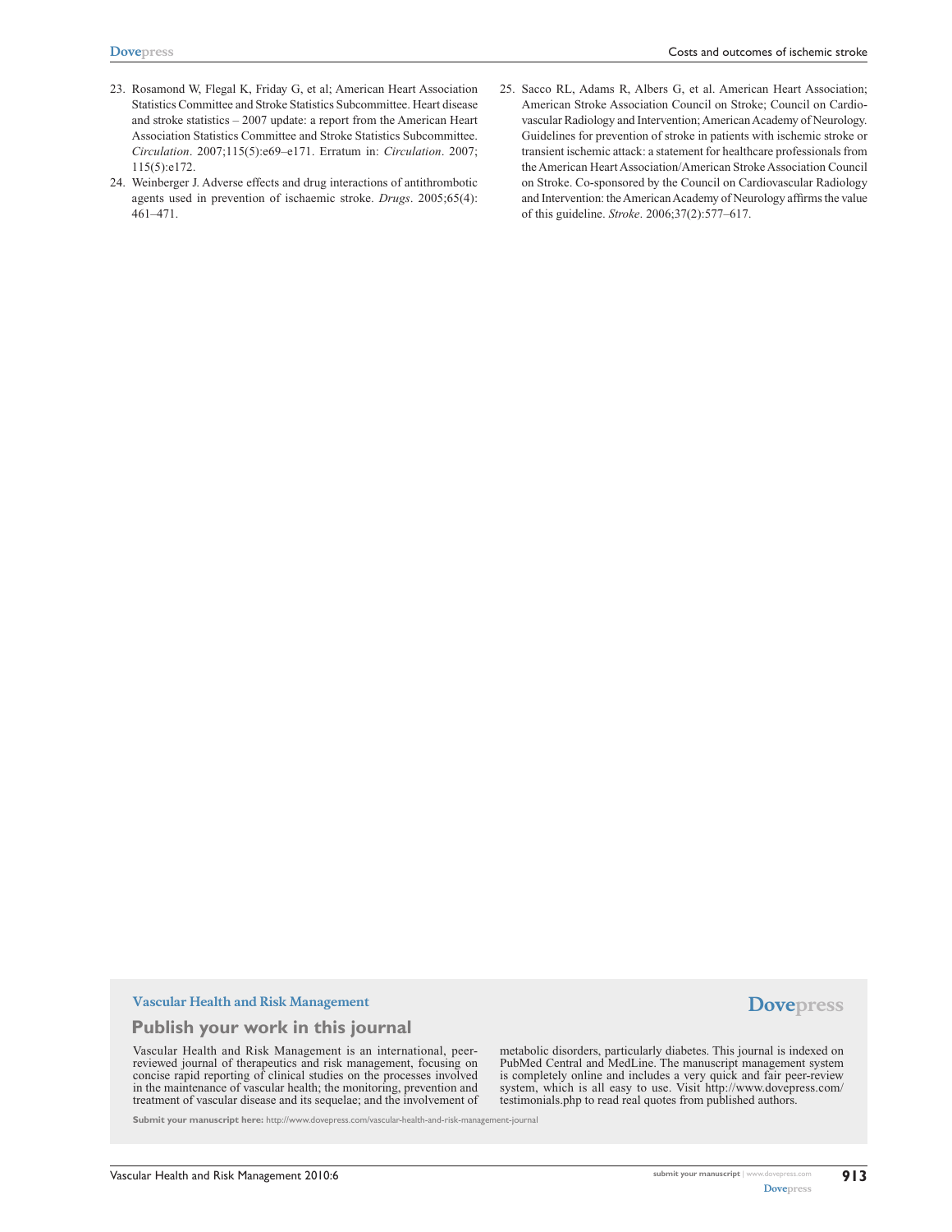23. Rosamond W, Flegal K, Friday G, et al; American Heart Association Statistics Committee and Stroke Statistics Subcommittee. Heart disease and stroke statistics – 2007 update: a report from the American Heart Association Statistics Committee and Stroke Statistics Subcommittee. *Circulation*. 2007;115(5):e69–e171. Erratum in: *Circulation*. 2007; 115(5):e172.
24. Weinberger J. Adverse effects and drug interactions of antithrombotic agents used in prevention of ischaemic stroke. *Drugs*. 2005;65(4): 461–471.
25. Sacco RL, Adams R, Albers G, et al. American Heart Association; American Stroke Association Council on Stroke; Council on Cardiovascular Radiology and Intervention; American Academy of Neurology. Guidelines for prevention of stroke in patients with ischemic stroke or transient ischemic attack: a statement for healthcare professionals from the American Heart Association/American Stroke Association Council on Stroke. Co-sponsored by the Council on Cardiovascular Radiology and Intervention: the American Academy of Neurology affirms the value of this guideline. *Stroke*. 2006;37(2):577–617.

**Vascular Health and Risk Management**

**Dovepress**

## Publish your work in this journal

Vascular Health and Risk Management is an international, peer-reviewed journal of therapeutics and risk management, focusing on concise rapid reporting of clinical studies on the processes involved in the maintenance of vascular health; the monitoring, prevention and treatment of vascular disease and its sequelae; and the involvement of metabolic disorders, particularly diabetes. This journal is indexed on PubMed Central and MedLine. The manuscript management system is completely online and includes a very quick and fair peer-review system, which is all easy to use. Visit http://www.dovepress.com/testimonials.php to read real quotes from published authors.

**Submit your manuscript here:** http://www.dovepress.com/vascular-health-and-risk-management-journal